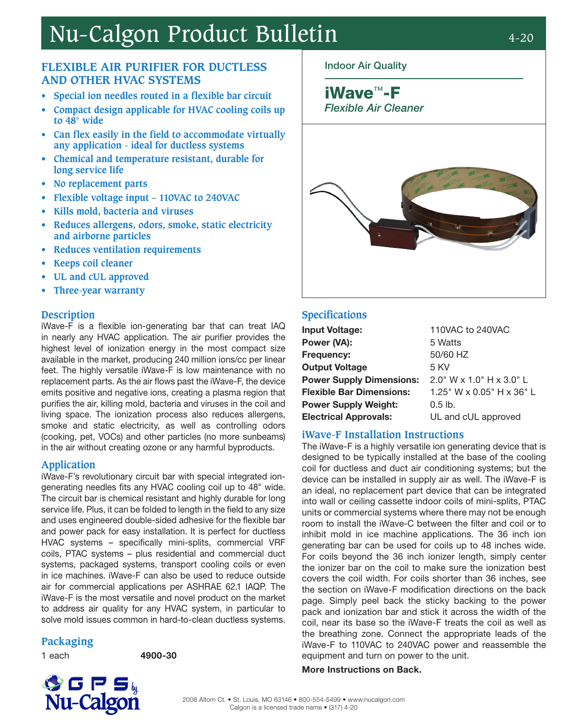# Nu-Calgon Product Bulletin

## FLEXIBLE AIR PURIFIER FOR DUCTLESS AND OTHER HVAC SYSTEMS

- Special ion needles routed in a flexible bar circuit
- Compact design applicable for HVAC cooling coils up to 48" wide
- Can flex easily in the field to accommodate virtually any application - ideal for ductless systems
- Chemical and temperature resistant, durable for long service life
- No replacement parts
- Flexible voltage input – 110VAC to 240VAC
- Kills mold, bacteria and viruses
- Reduces allergens, odors, smoke, static electricity and airborne particles
- Reduces ventilation requirements
- Keeps coil cleaner
- UL and cUL approved
- Three-year warranty

Indoor Air Quality

**iWave™-F**
*Flexible Air Cleaner*

## Description

iWave-F is a flexible ion-generating bar that can treat IAQ in nearly any HVAC application. The air purifier provides the highest level of ionization energy in the most compact size available in the market, producing 240 million ions/cc per linear feet. The highly versatile iWave-F is low maintenance with no replacement parts. As the air flows past the iWave-F, the device emits positive and negative ions, creating a plasma region that purifies the air, killing mold, bacteria and viruses in the coil and living space. The ionization process also reduces allergens, smoke and static electricity, as well as controlling odors (cooking, pet, VOCs) and other particles (no more sunbeams) in the air without creating ozone or any harmful byproducts.

## Application

iWave-F's revolutionary circuit bar with special integrated ion-generating needles fits any HVAC cooling coil up to 48" wide. The circuit bar is chemical resistant and highly durable for long service life. Plus, it can be folded to length in the field to any size and uses engineered double-sided adhesive for the flexible bar and power pack for easy installation. It is perfect for ductless HVAC systems – specifically mini-splits, commercial VRF coils, PTAC systems – plus residential and commercial duct systems, packaged systems, transport cooling coils or even in ice machines. iWave-F can also be used to reduce outside air for commercial applications per ASHRAE 62.1 IAQP. The iWave-F is the most versatile and novel product on the market to address air quality for any HVAC system, in particular to solve mold issues common in hard-to-clean ductless systems.

## Packaging

| 1 each | **4900-30** |
|---|---|

## Specifications

| | |
|---|---|
| **Input Voltage:** | 110VAC to 240VAC |
| **Power (VA):** | 5 Watts |
| **Frequency:** | 50/60 HZ |
| **Output Voltage** | 5 KV |
| **Power Supply Dimensions:** | 2.0" W x 1.0" H x 3.0" L |
| **Flexible Bar Dimensions:** | 1.25" W x 0.05" H x 36" L |
| **Power Supply Weight:** | 0.5 lb. |
| **Electrical Approvals:** | UL and cUL approved |

## iWave-F Installation Instructions

The iWave-F is a highly versatile ion generating device that is designed to be typically installed at the base of the cooling coil for ductless and duct air conditioning systems; but the device can be installed in supply air as well. The iWave-F is an ideal, no replacement part device that can be integrated into wall or ceiling cassette indoor coils of mini-splits, PTAC units or commercial systems where there may not be enough room to install the iWave-C between the filter and coil or to inhibit mold in ice machine applications. The 36 inch ion generating bar can be used for coils up to 48 inches wide. For coils beyond the 36 inch ionizer length, simply center the ionizer bar on the coil to make sure the ionization best covers the coil width. For coils shorter than 36 inches, see the section on iWave-F modification directions on the back page. Simply peel back the sticky backing to the power pack and ionization bar and stick it across the width of the coil, near its base so the iWave-F treats the coil as well as the breathing zone. Connect the appropriate leads of the iWave-F to 110VAC to 240VAC power and reassemble the equipment and turn on power to the unit.

**More Instructions on Back.**

GPS by Nu-Calgon

2008 Altom Ct. • St. Louis, MO 63146 • 800-554-5499 • www.nucalgon.com
Calgon is a licensed trade name • (317) 4-20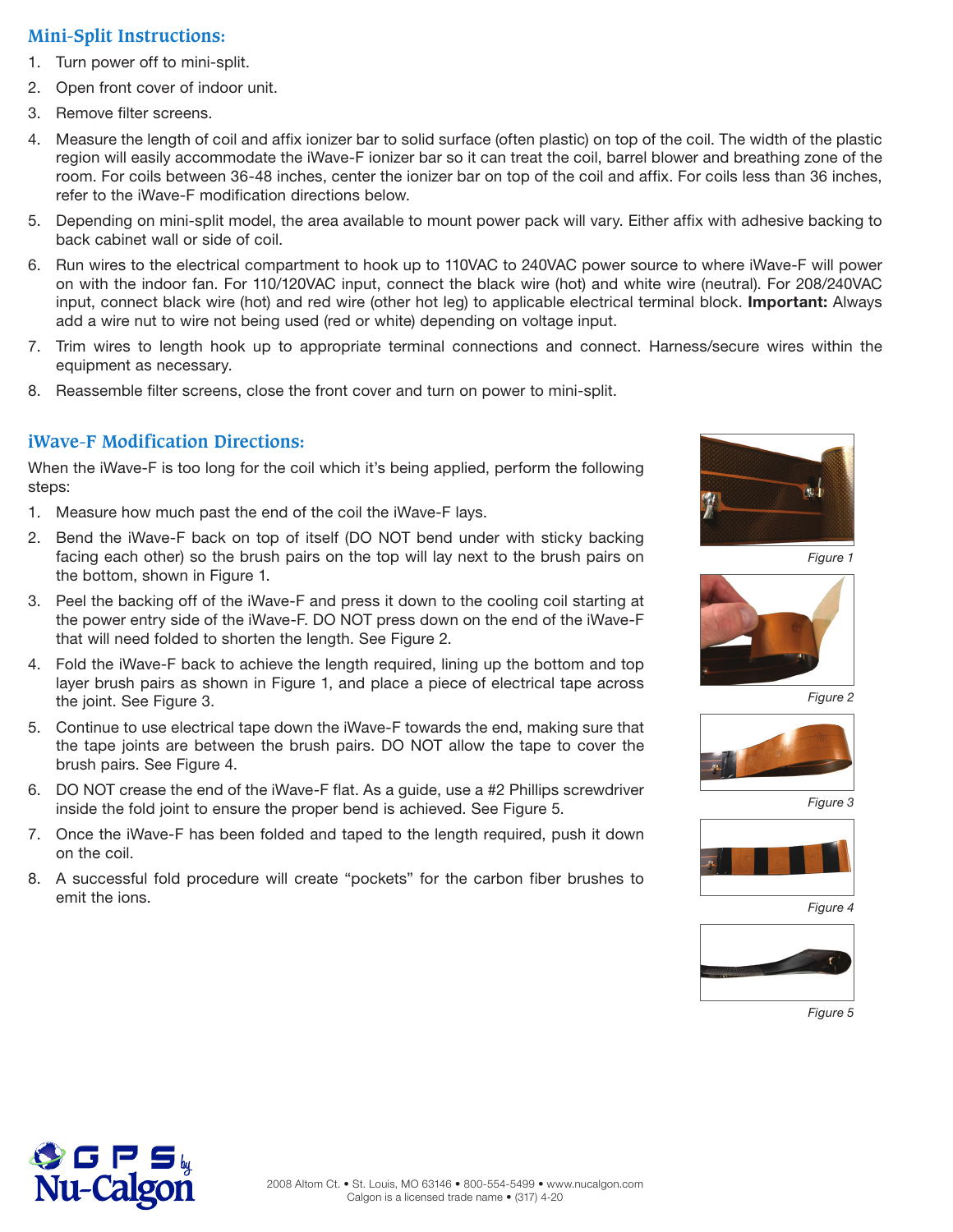## Mini-Split Instructions:

1. Turn power off to mini-split.
2. Open front cover of indoor unit.
3. Remove filter screens.
4. Measure the length of coil and affix ionizer bar to solid surface (often plastic) on top of the coil. The width of the plastic region will easily accommodate the iWave-F ionizer bar so it can treat the coil, barrel blower and breathing zone of the room. For coils between 36-48 inches, center the ionizer bar on top of the coil and affix. For coils less than 36 inches, refer to the iWave-F modification directions below.
5. Depending on mini-split model, the area available to mount power pack will vary. Either affix with adhesive backing to back cabinet wall or side of coil.
6. Run wires to the electrical compartment to hook up to 110VAC to 240VAC power source to where iWave-F will power on with the indoor fan. For 110/120VAC input, connect the black wire (hot) and white wire (neutral). For 208/240VAC input, connect black wire (hot) and red wire (other hot leg) to applicable electrical terminal block. **Important:** Always add a wire nut to wire not being used (red or white) depending on voltage input.
7. Trim wires to length hook up to appropriate terminal connections and connect. Harness/secure wires within the equipment as necessary.
8. Reassemble filter screens, close the front cover and turn on power to mini-split.

## iWave-F Modification Directions:

When the iWave-F is too long for the coil which it's being applied, perform the following steps:

1. Measure how much past the end of the coil the iWave-F lays.
2. Bend the iWave-F back on top of itself (DO NOT bend under with sticky backing facing each other) so the brush pairs on the top will lay next to the brush pairs on the bottom, shown in Figure 1.
3. Peel the backing off of the iWave-F and press it down to the cooling coil starting at the power entry side of the iWave-F. DO NOT press down on the end of the iWave-F that will need folded to shorten the length. See Figure 2.
4. Fold the iWave-F back to achieve the length required, lining up the bottom and top layer brush pairs as shown in Figure 1, and place a piece of electrical tape across the joint. See Figure 3.
5. Continue to use electrical tape down the iWave-F towards the end, making sure that the tape joints are between the brush pairs. DO NOT allow the tape to cover the brush pairs. See Figure 4.
6. DO NOT crease the end of the iWave-F flat. As a guide, use a #2 Phillips screwdriver inside the fold joint to ensure the proper bend is achieved. See Figure 5.
7. Once the iWave-F has been folded and taped to the length required, push it down on the coil.
8. A successful fold procedure will create "pockets" for the carbon fiber brushes to emit the ions.

*Figure 1*

*Figure 2*

*Figure 3*

*Figure 4*

*Figure 5*

GPS by Nu-Calgon

2008 Altom Ct. • St. Louis, MO 63146 • 800-554-5499 • www.nucalgon.com
Calgon is a licensed trade name • (317) 4-20